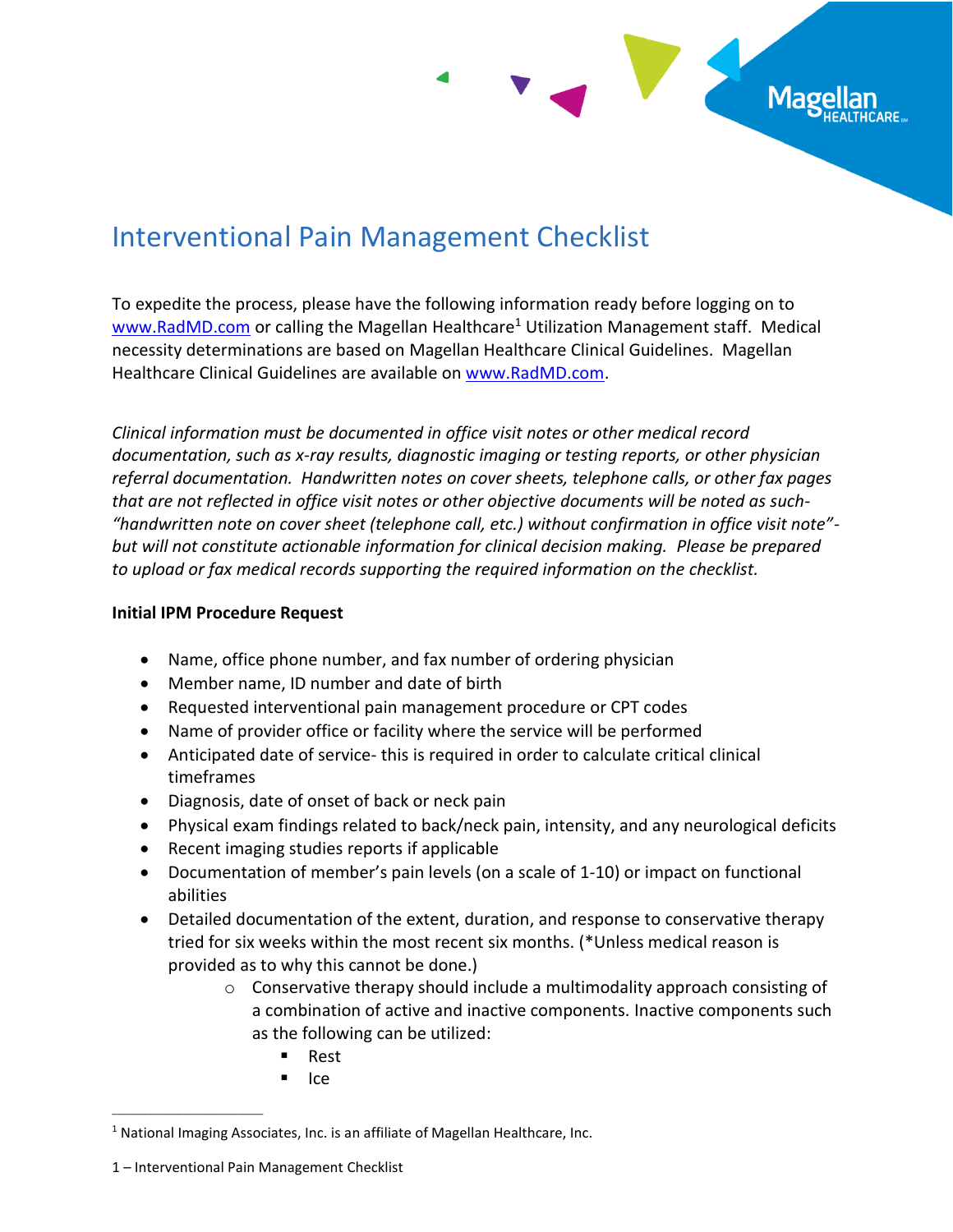# Interventional Pain Management Checklist

To expedite the process, please have the following information ready before logging on to www.RadMD.com or calling the Magellan Healthcare[1] Utilization Management staff. Medical necessity determinations are based on Magellan Healthcare Clinical Guidelines. Magellan Healthcare Clinical Guidelines are available on www.RadMD.com.

*Clinical information must be documented in office visit notes or other medical record documentation, such as x-ray results, diagnostic imaging or testing reports, or other physician referral documentation. Handwritten notes on cover sheets, telephone calls, or other fax pages that are not reflected in office visit notes or other objective documents will be noted as such- "handwritten note on cover sheet (telephone call, etc.) without confirmation in office visit note"- but will not constitute actionable information for clinical decision making. Please be prepared to upload or fax medical records supporting the required information on the checklist.*

**Initial IPM Procedure Request**

- Name, office phone number, and fax number of ordering physician
- Member name, ID number and date of birth
- Requested interventional pain management procedure or CPT codes
- Name of provider office or facility where the service will be performed
- Anticipated date of service- this is required in order to calculate critical clinical timeframes
- Diagnosis, date of onset of back or neck pain
- Physical exam findings related to back/neck pain, intensity, and any neurological deficits
- Recent imaging studies reports if applicable
- Documentation of member's pain levels (on a scale of 1-10) or impact on functional abilities
- Detailed documentation of the extent, duration, and response to conservative therapy tried for six weeks within the most recent six months. (*Unless medical reason is provided as to why this cannot be done.)
  - Conservative therapy should include a multimodality approach consisting of a combination of active and inactive components. Inactive components such as the following can be utilized:
    - Rest
    - Ice

[1] National Imaging Associates, Inc. is an affiliate of Magellan Healthcare, Inc.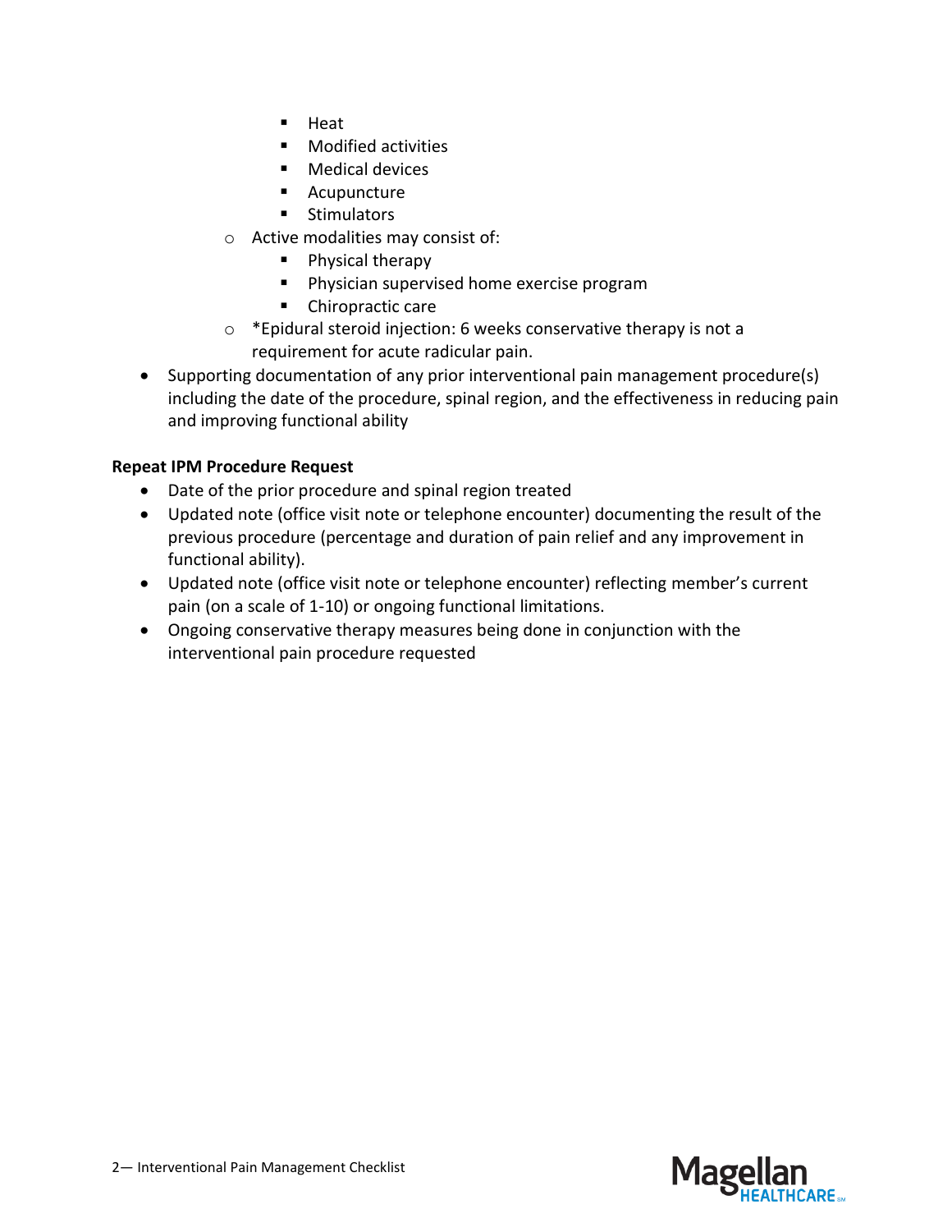- Heat
    - Modified activities
    - Medical devices
    - Acupuncture
    - Stimulators
  - Active modalities may consist of:
    - Physical therapy
    - Physician supervised home exercise program
    - Chiropractic care
  - *Epidural steroid injection: 6 weeks conservative therapy is not a requirement for acute radicular pain.
- Supporting documentation of any prior interventional pain management procedure(s) including the date of the procedure, spinal region, and the effectiveness in reducing pain and improving functional ability

**Repeat IPM Procedure Request**

- Date of the prior procedure and spinal region treated
- Updated note (office visit note or telephone encounter) documenting the result of the previous procedure (percentage and duration of pain relief and any improvement in functional ability).
- Updated note (office visit note or telephone encounter) reflecting member's current pain (on a scale of 1-10) or ongoing functional limitations.
- Ongoing conservative therapy measures being done in conjunction with the interventional pain procedure requested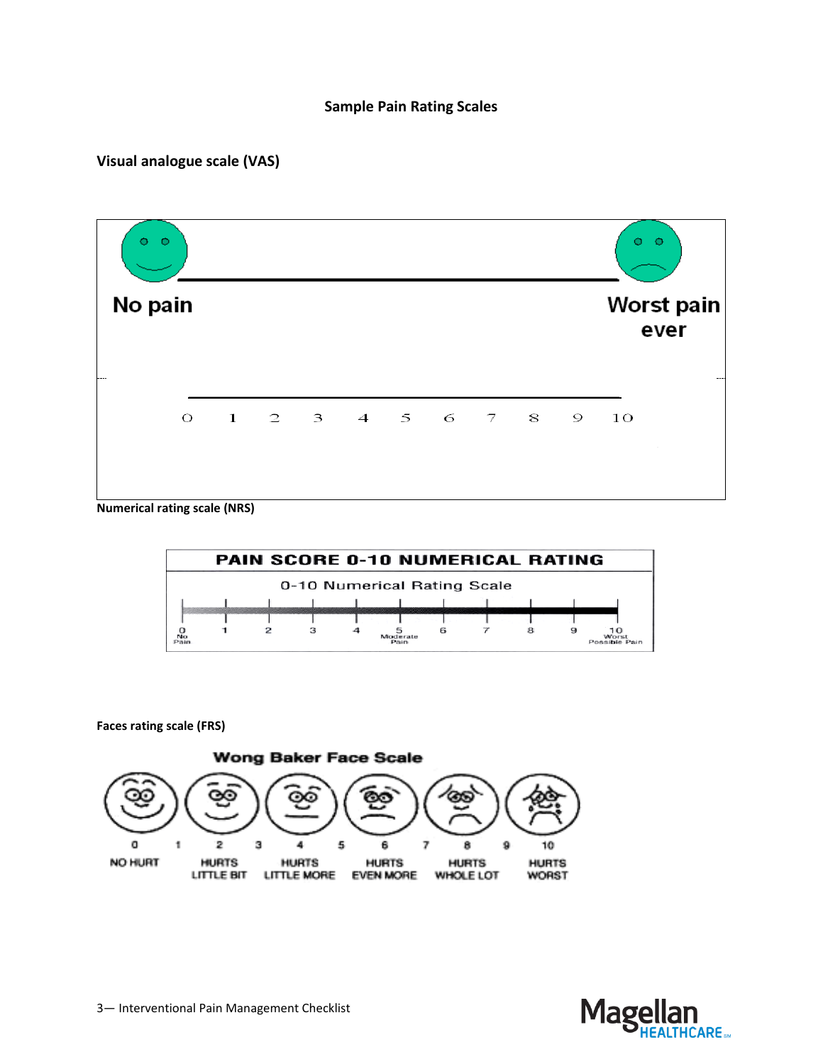**Sample Pain Rating Scales**

**Visual analogue scale (VAS)**

No pain

Worst pain ever

0 1 2 3 4 5 6 7 8 9 10

**Numerical rating scale (NRS)**

PAIN SCORE 0-10 NUMERICAL RATING

0-10 Numerical Rating Scale

0 No Pain
1
2
3
4
5 Moderate Pain
6
7
8
9
10 Worst Possible Pain

**Faces rating scale (FRS)**

Wong Baker Face Scale

0 NO HURT
1
2 HURTS LITTLE BIT
3
4 HURTS LITTLE MORE
5
6 HURTS EVEN MORE
7
8 HURTS WHOLE LOT
9
10 HURTS WORST